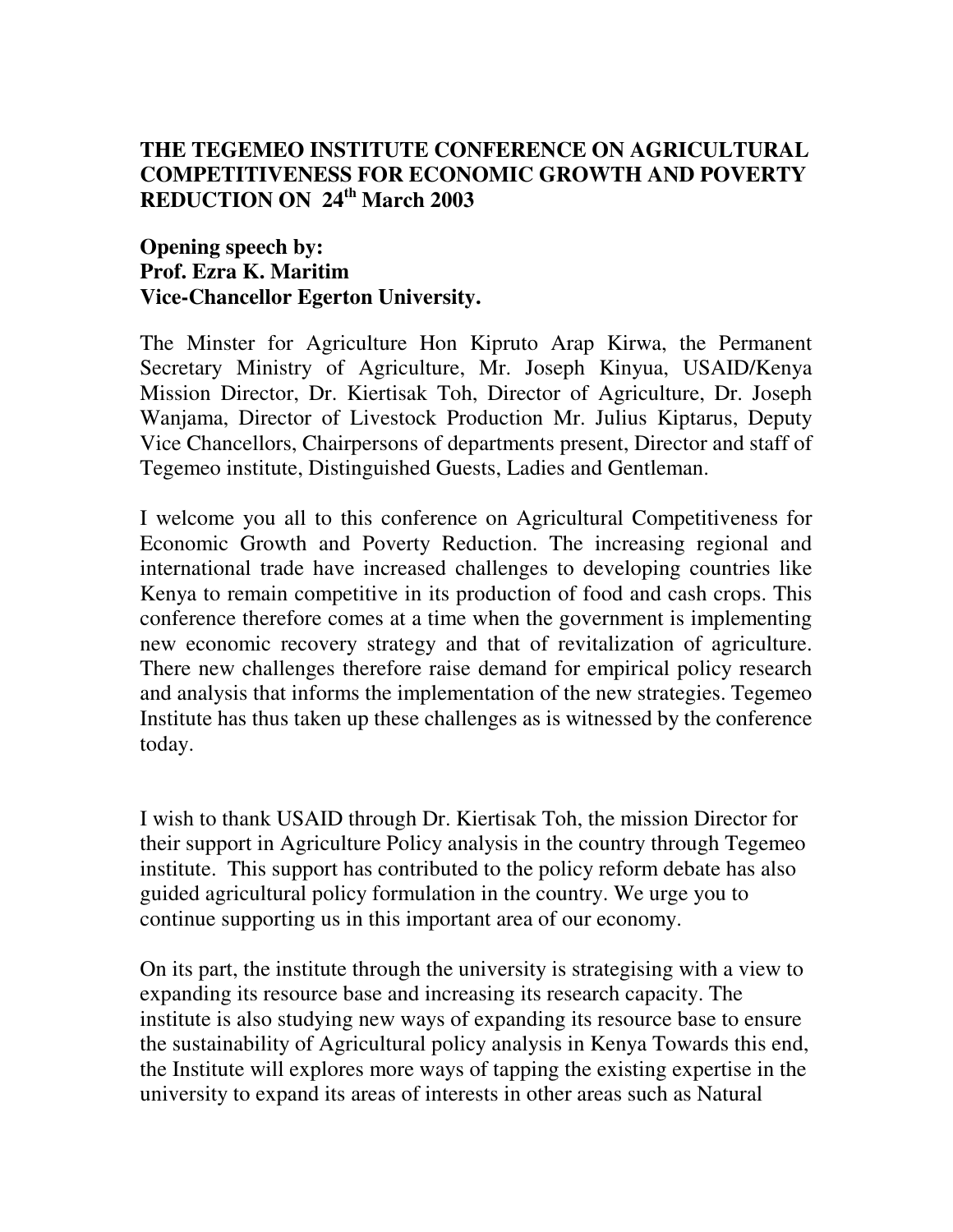# THE TEGEMEO INSTITUTE CONFERENCE ON AGRICULTURAL COMPETITIVENESS FOR ECONOMIC GROWTH AND POVERTY REDUCTION ON 24th March 2003

**Opening speech by:**
**Prof. Ezra K. Maritim**
**Vice-Chancellor Egerton University.**

The Minster for Agriculture Hon Kipruto Arap Kirwa, the Permanent Secretary Ministry of Agriculture, Mr. Joseph Kinyua, USAID/Kenya Mission Director, Dr. Kiertisak Toh, Director of Agriculture, Dr. Joseph Wanjama, Director of Livestock Production Mr. Julius Kiptarus, Deputy Vice Chancellors, Chairpersons of departments present, Director and staff of Tegemeo institute, Distinguished Guests, Ladies and Gentleman.

I welcome you all to this conference on Agricultural Competitiveness for Economic Growth and Poverty Reduction. The increasing regional and international trade have increased challenges to developing countries like Kenya to remain competitive in its production of food and cash crops. This conference therefore comes at a time when the government is implementing new economic recovery strategy and that of revitalization of agriculture. There new challenges therefore raise demand for empirical policy research and analysis that informs the implementation of the new strategies. Tegemeo Institute has thus taken up these challenges as is witnessed by the conference today.

I wish to thank USAID through Dr. Kiertisak Toh, the mission Director for their support in Agriculture Policy analysis in the country through Tegemeo institute. This support has contributed to the policy reform debate has also guided agricultural policy formulation in the country. We urge you to continue supporting us in this important area of our economy.

On its part, the institute through the university is strategising with a view to expanding its resource base and increasing its research capacity. The institute is also studying new ways of expanding its resource base to ensure the sustainability of Agricultural policy analysis in Kenya Towards this end, the Institute will explores more ways of tapping the existing expertise in the university to expand its areas of interests in other areas such as Natural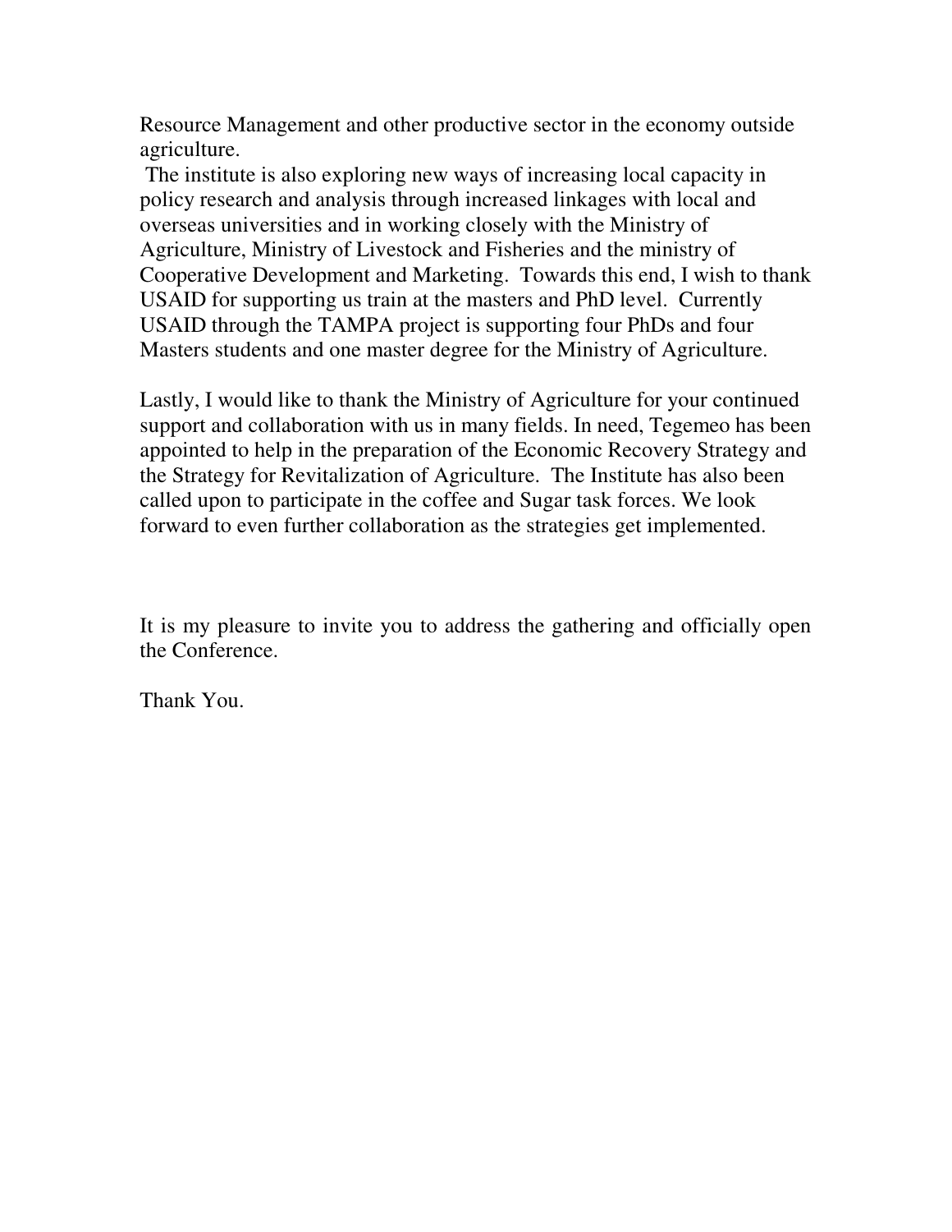Resource Management and other productive sector in the economy outside agriculture.

The institute is also exploring new ways of increasing local capacity in policy research and analysis through increased linkages with local and overseas universities and in working closely with the Ministry of Agriculture, Ministry of Livestock and Fisheries and the ministry of Cooperative Development and Marketing. Towards this end, I wish to thank USAID for supporting us train at the masters and PhD level. Currently USAID through the TAMPA project is supporting four PhDs and four Masters students and one master degree for the Ministry of Agriculture.

Lastly, I would like to thank the Ministry of Agriculture for your continued support and collaboration with us in many fields. In need, Tegemeo has been appointed to help in the preparation of the Economic Recovery Strategy and the Strategy for Revitalization of Agriculture. The Institute has also been called upon to participate in the coffee and Sugar task forces. We look forward to even further collaboration as the strategies get implemented.

It is my pleasure to invite you to address the gathering and officially open the Conference.

Thank You.